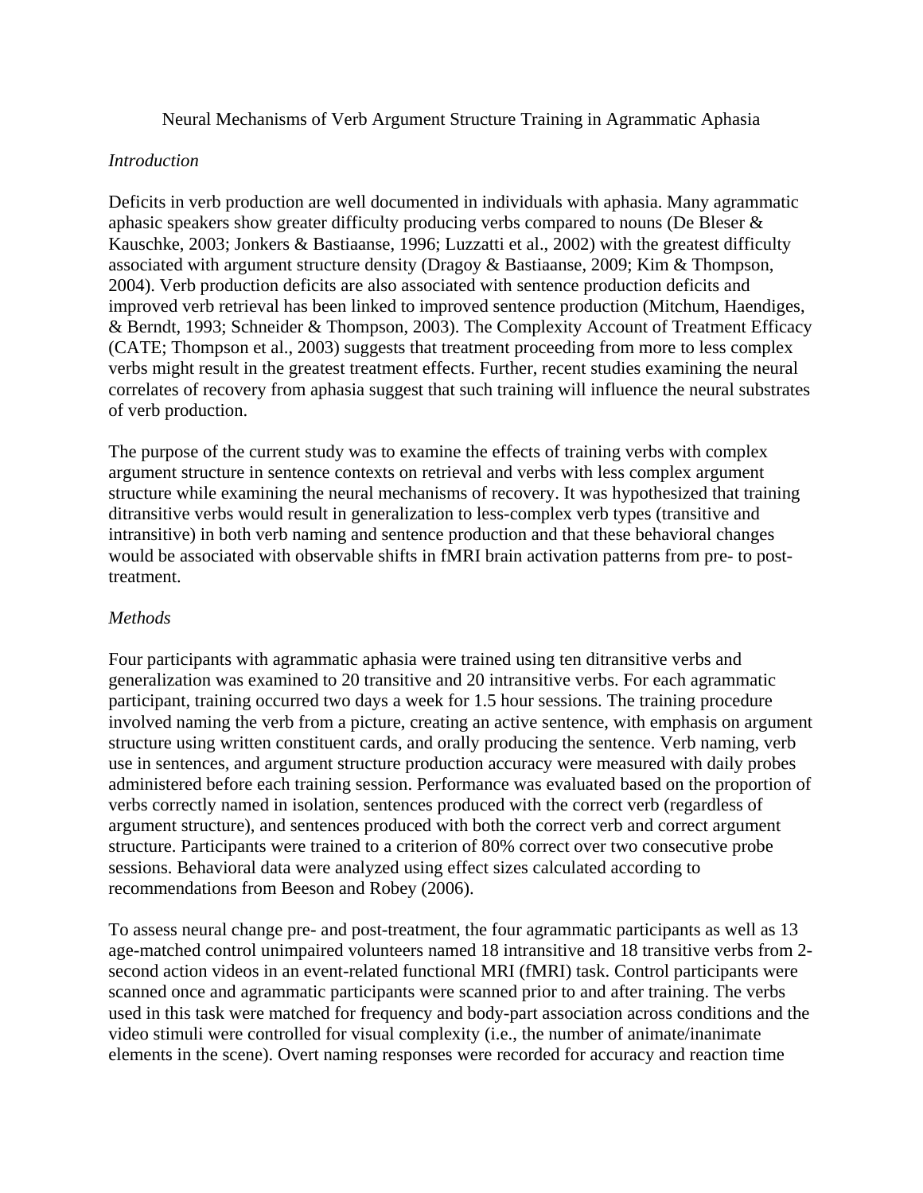# Neural Mechanisms of Verb Argument Structure Training in Agrammatic Aphasia

*Introduction*

Deficits in verb production are well documented in individuals with aphasia. Many agrammatic aphasic speakers show greater difficulty producing verbs compared to nouns (De Bleser & Kauschke, 2003; Jonkers & Bastiaanse, 1996; Luzzatti et al., 2002) with the greatest difficulty associated with argument structure density (Dragoy & Bastiaanse, 2009; Kim & Thompson, 2004). Verb production deficits are also associated with sentence production deficits and improved verb retrieval has been linked to improved sentence production (Mitchum, Haendiges, & Berndt, 1993; Schneider & Thompson, 2003). The Complexity Account of Treatment Efficacy (CATE; Thompson et al., 2003) suggests that treatment proceeding from more to less complex verbs might result in the greatest treatment effects. Further, recent studies examining the neural correlates of recovery from aphasia suggest that such training will influence the neural substrates of verb production.

The purpose of the current study was to examine the effects of training verbs with complex argument structure in sentence contexts on retrieval and verbs with less complex argument structure while examining the neural mechanisms of recovery. It was hypothesized that training ditransitive verbs would result in generalization to less-complex verb types (transitive and intransitive) in both verb naming and sentence production and that these behavioral changes would be associated with observable shifts in fMRI brain activation patterns from pre- to post-treatment.

*Methods*

Four participants with agrammatic aphasia were trained using ten ditransitive verbs and generalization was examined to 20 transitive and 20 intransitive verbs. For each agrammatic participant, training occurred two days a week for 1.5 hour sessions. The training procedure involved naming the verb from a picture, creating an active sentence, with emphasis on argument structure using written constituent cards, and orally producing the sentence. Verb naming, verb use in sentences, and argument structure production accuracy were measured with daily probes administered before each training session. Performance was evaluated based on the proportion of verbs correctly named in isolation, sentences produced with the correct verb (regardless of argument structure), and sentences produced with both the correct verb and correct argument structure. Participants were trained to a criterion of 80% correct over two consecutive probe sessions. Behavioral data were analyzed using effect sizes calculated according to recommendations from Beeson and Robey (2006).

To assess neural change pre- and post-treatment, the four agrammatic participants as well as 13 age-matched control unimpaired volunteers named 18 intransitive and 18 transitive verbs from 2-second action videos in an event-related functional MRI (fMRI) task. Control participants were scanned once and agrammatic participants were scanned prior to and after training. The verbs used in this task were matched for frequency and body-part association across conditions and the video stimuli were controlled for visual complexity (i.e., the number of animate/inanimate elements in the scene). Overt naming responses were recorded for accuracy and reaction time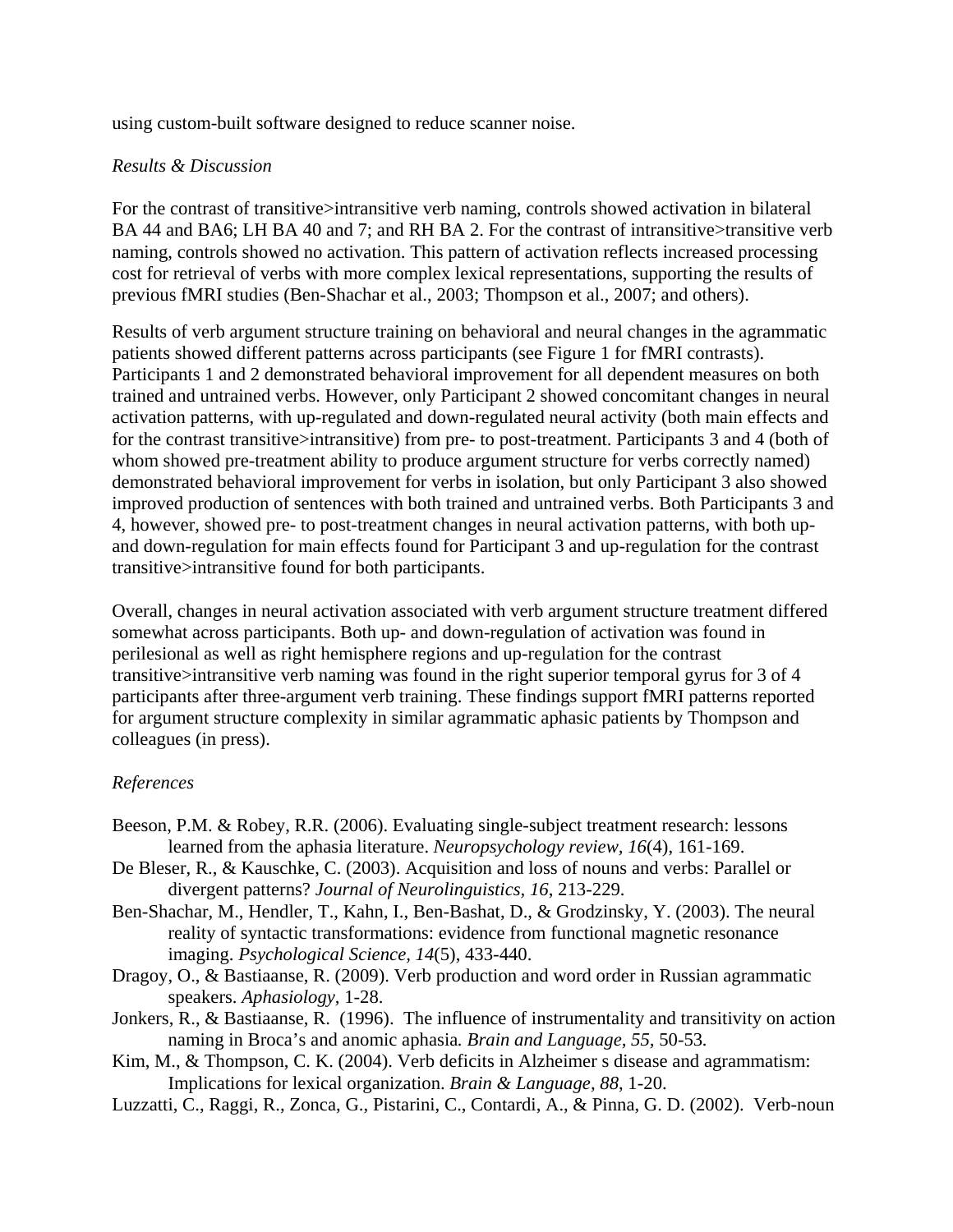using custom-built software designed to reduce scanner noise.

*Results & Discussion*

For the contrast of transitive>intransitive verb naming, controls showed activation in bilateral BA 44 and BA6; LH BA 40 and 7; and RH BA 2. For the contrast of intransitive>transitive verb naming, controls showed no activation. This pattern of activation reflects increased processing cost for retrieval of verbs with more complex lexical representations, supporting the results of previous fMRI studies (Ben-Shachar et al., 2003; Thompson et al., 2007; and others).

Results of verb argument structure training on behavioral and neural changes in the agrammatic patients showed different patterns across participants (see Figure 1 for fMRI contrasts). Participants 1 and 2 demonstrated behavioral improvement for all dependent measures on both trained and untrained verbs. However, only Participant 2 showed concomitant changes in neural activation patterns, with up-regulated and down-regulated neural activity (both main effects and for the contrast transitive>intransitive) from pre- to post-treatment. Participants 3 and 4 (both of whom showed pre-treatment ability to produce argument structure for verbs correctly named) demonstrated behavioral improvement for verbs in isolation, but only Participant 3 also showed improved production of sentences with both trained and untrained verbs. Both Participants 3 and 4, however, showed pre- to post-treatment changes in neural activation patterns, with both up- and down-regulation for main effects found for Participant 3 and up-regulation for the contrast transitive>intransitive found for both participants.

Overall, changes in neural activation associated with verb argument structure treatment differed somewhat across participants. Both up- and down-regulation of activation was found in perilesional as well as right hemisphere regions and up-regulation for the contrast transitive>intransitive verb naming was found in the right superior temporal gyrus for 3 of 4 participants after three-argument verb training. These findings support fMRI patterns reported for argument structure complexity in similar agrammatic aphasic patients by Thompson and colleagues (in press).

*References*

Beeson, P.M. & Robey, R.R. (2006). Evaluating single-subject treatment research: lessons learned from the aphasia literature. *Neuropsychology review, 16*(4), 161-169.

De Bleser, R., & Kauschke, C. (2003). Acquisition and loss of nouns and verbs: Parallel or divergent patterns? *Journal of Neurolinguistics, 16*, 213-229.

Ben-Shachar, M., Hendler, T., Kahn, I., Ben-Bashat, D., & Grodzinsky, Y. (2003). The neural reality of syntactic transformations: evidence from functional magnetic resonance imaging. *Psychological Science, 14*(5), 433-440.

Dragoy, O., & Bastiaanse, R. (2009). Verb production and word order in Russian agrammatic speakers. *Aphasiology*, 1-28.

Jonkers, R., & Bastiaanse, R. (1996). The influence of instrumentality and transitivity on action naming in Broca's and anomic aphasia. *Brain and Language, 55*, 50-53.

Kim, M., & Thompson, C. K. (2004). Verb deficits in Alzheimer s disease and agrammatism: Implications for lexical organization. *Brain & Language, 88*, 1-20.

Luzzatti, C., Raggi, R., Zonca, G., Pistarini, C., Contardi, A., & Pinna, G. D. (2002). Verb-noun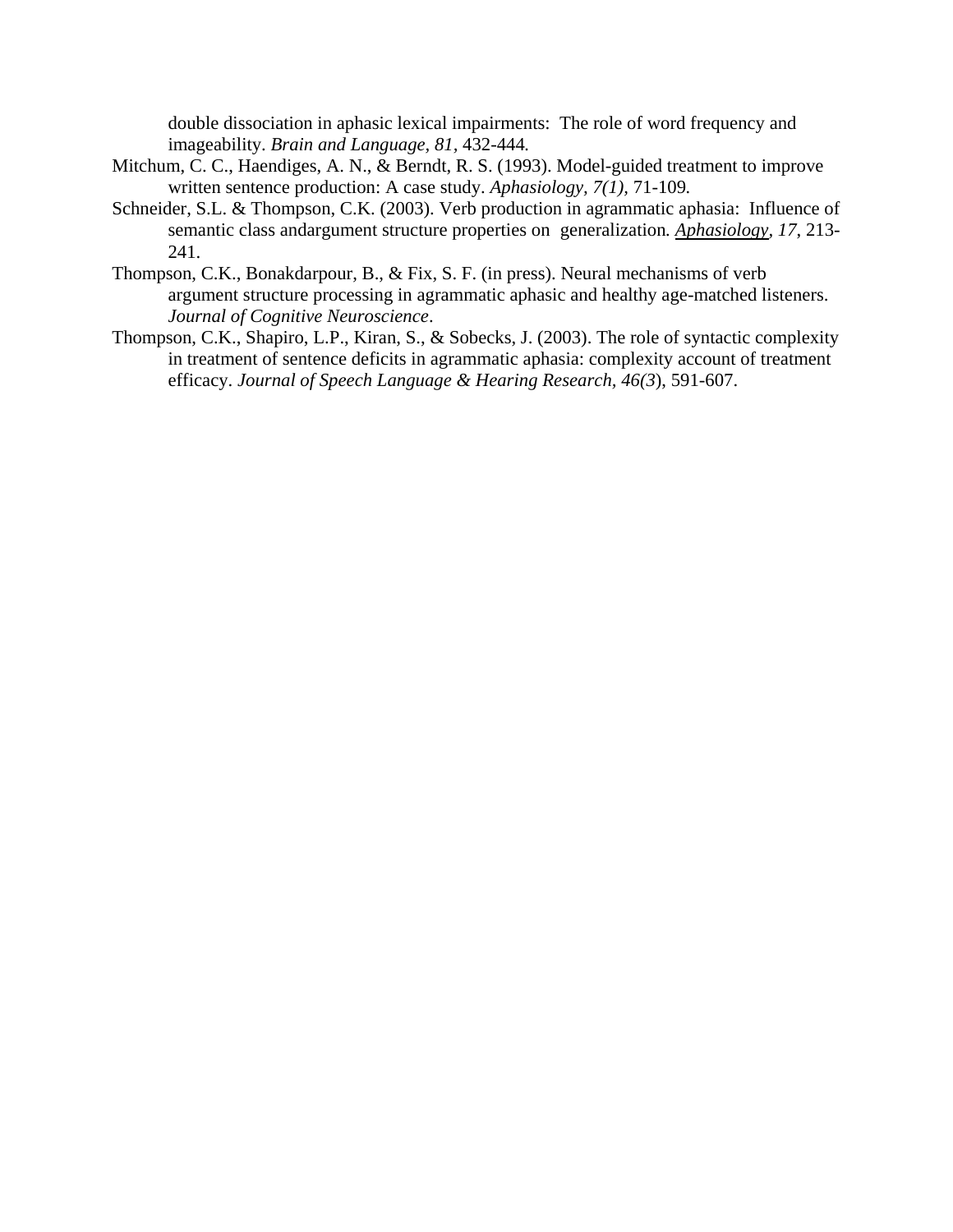double dissociation in aphasic lexical impairments:  The role of word frequency and imageability. *Brain and Language, 81*, 432-444*.*

Mitchum, C. C., Haendiges, A. N., & Berndt, R. S. (1993). Model-guided treatment to improve written sentence production: A case study. *Aphasiology, 7(1),* 71-109*.*

Schneider, S.L. & Thompson, C.K. (2003). Verb production in agrammatic aphasia:  Influence of semantic class andargument structure properties on  generalization*.* *Aphasiology, 17*, 213-241.

Thompson, C.K., Bonakdarpour, B., & Fix, S. F. (in press). Neural mechanisms of verb argument structure processing in agrammatic aphasic and healthy age-matched listeners. *Journal of Cognitive Neuroscience*.

Thompson, C.K., Shapiro, L.P., Kiran, S., & Sobecks, J. (2003). The role of syntactic complexity in treatment of sentence deficits in agrammatic aphasia: complexity account of treatment efficacy. *Journal of Speech Language & Hearing Research*, *46(3*), 591-607.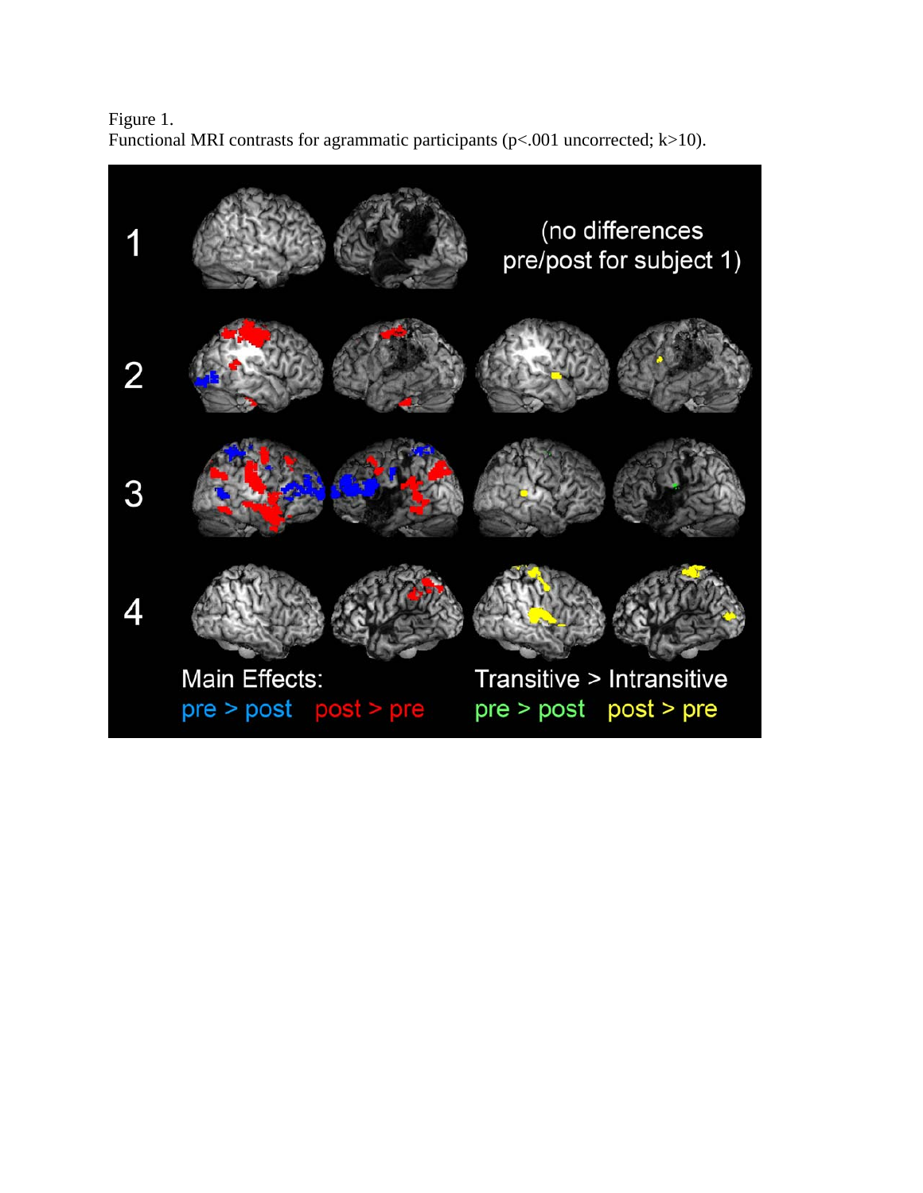Figure 1.
Functional MRI contrasts for agrammatic participants ($p<.001$ uncorrected; $k>10$).

1

(no differences pre/post for subject 1)

2

3

4

Main Effects:
pre > post post > pre

Transitive > Intransitive
pre > post post > pre